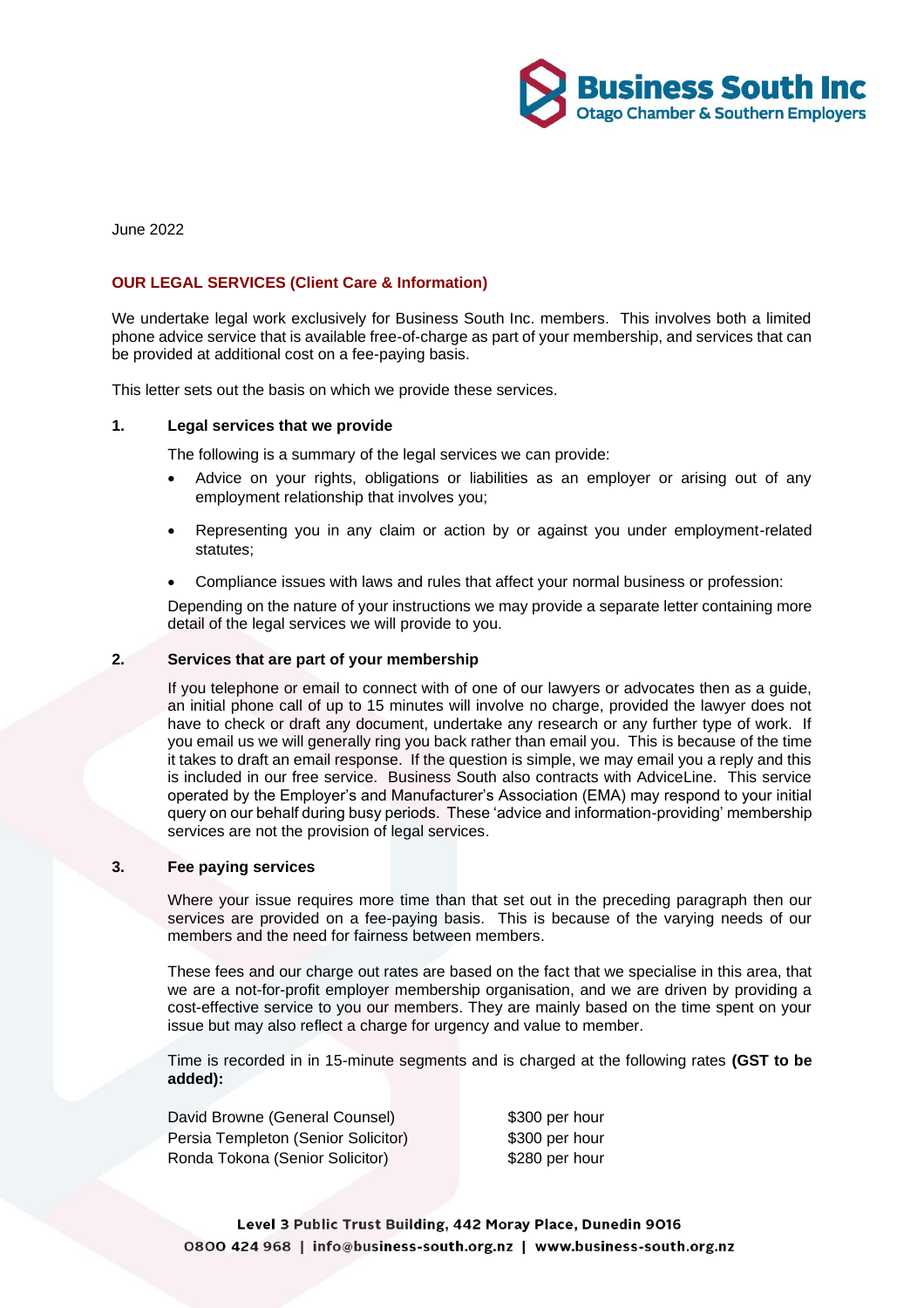June 2022

**OUR LEGAL SERVICES (Client Care & Information)**

We undertake legal work exclusively for Business South Inc. members. This involves both a limited phone advice service that is available free-of-charge as part of your membership, and services that can be provided at additional cost on a fee-paying basis.

This letter sets out the basis on which we provide these services.

## 1. Legal services that we provide

The following is a summary of the legal services we can provide:

- Advice on your rights, obligations or liabilities as an employer or arising out of any employment relationship that involves you;
- Representing you in any claim or action by or against you under employment-related statutes;
- Compliance issues with laws and rules that affect your normal business or profession:

Depending on the nature of your instructions we may provide a separate letter containing more detail of the legal services we will provide to you.

## 2. Services that are part of your membership

If you telephone or email to connect with of one of our lawyers or advocates then as a guide, an initial phone call of up to 15 minutes will involve no charge, provided the lawyer does not have to check or draft any document, undertake any research or any further type of work. If you email us we will generally ring you back rather than email you. This is because of the time it takes to draft an email response. If the question is simple, we may email you a reply and this is included in our free service. Business South also contracts with AdviceLine. This service operated by the Employer's and Manufacturer's Association (EMA) may respond to your initial query on our behalf during busy periods. These 'advice and information-providing' membership services are not the provision of legal services.

## 3. Fee paying services

Where your issue requires more time than that set out in the preceding paragraph then our services are provided on a fee-paying basis. This is because of the varying needs of our members and the need for fairness between members.

These fees and our charge out rates are based on the fact that we specialise in this area, that we are a not-for-profit employer membership organisation, and we are driven by providing a cost-effective service to you our members. They are mainly based on the time spent on your issue but may also reflect a charge for urgency and value to member.

Time is recorded in in 15-minute segments and is charged at the following rates **(GST to be added):**

| | |
|---|---|
| David Browne (General Counsel) | $300 per hour |
| Persia Templeton (Senior Solicitor) | $300 per hour |
| Ronda Tokona (Senior Solicitor) | $280 per hour |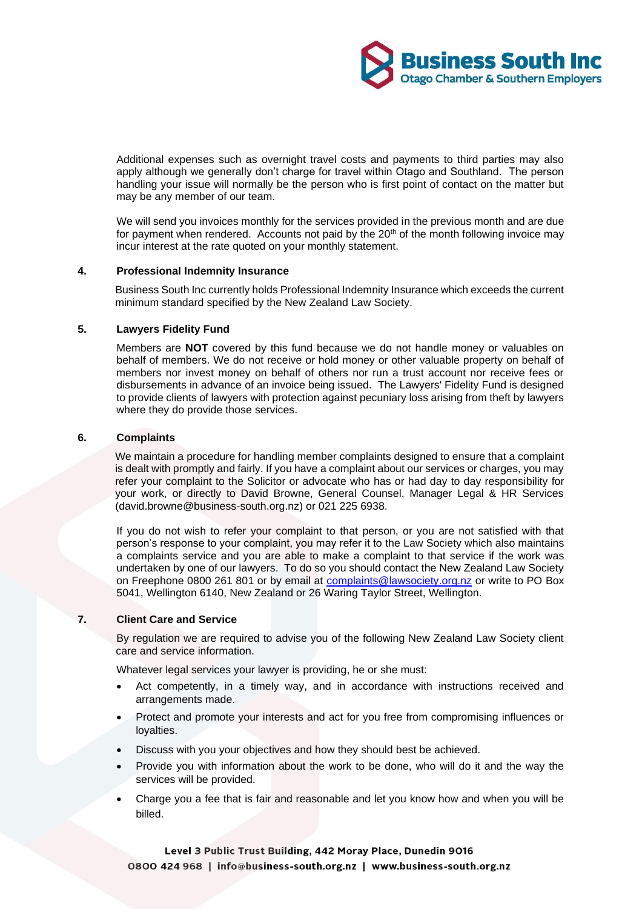Additional expenses such as overnight travel costs and payments to third parties may also apply although we generally don't charge for travel within Otago and Southland. The person handling your issue will normally be the person who is first point of contact on the matter but may be any member of our team.

We will send you invoices monthly for the services provided in the previous month and are due for payment when rendered. Accounts not paid by the 20th of the month following invoice may incur interest at the rate quoted on your monthly statement.

## 4. Professional Indemnity Insurance

Business South Inc currently holds Professional Indemnity Insurance which exceeds the current minimum standard specified by the New Zealand Law Society.

## 5. Lawyers Fidelity Fund

Members are **NOT** covered by this fund because we do not handle money or valuables on behalf of members. We do not receive or hold money or other valuable property on behalf of members nor invest money on behalf of others nor run a trust account nor receive fees or disbursements in advance of an invoice being issued. The Lawyers' Fidelity Fund is designed to provide clients of lawyers with protection against pecuniary loss arising from theft by lawyers where they do provide those services.

## 6. Complaints

We maintain a procedure for handling member complaints designed to ensure that a complaint is dealt with promptly and fairly. If you have a complaint about our services or charges, you may refer your complaint to the Solicitor or advocate who has or had day to day responsibility for your work, or directly to David Browne, General Counsel, Manager Legal & HR Services (david.browne@business-south.org.nz) or 021 225 6938.

If you do not wish to refer your complaint to that person, or you are not satisfied with that person's response to your complaint, you may refer it to the Law Society which also maintains a complaints service and you are able to make a complaint to that service if the work was undertaken by one of our lawyers. To do so you should contact the New Zealand Law Society on Freephone 0800 261 801 or by email at complaints@lawsociety.org.nz or write to PO Box 5041, Wellington 6140, New Zealand or 26 Waring Taylor Street, Wellington.

## 7. Client Care and Service

By regulation we are required to advise you of the following New Zealand Law Society client care and service information.

Whatever legal services your lawyer is providing, he or she must:

- Act competently, in a timely way, and in accordance with instructions received and arrangements made.
- Protect and promote your interests and act for you free from compromising influences or loyalties.
- Discuss with you your objectives and how they should best be achieved.
- Provide you with information about the work to be done, who will do it and the way the services will be provided.
- Charge you a fee that is fair and reasonable and let you know how and when you will be billed.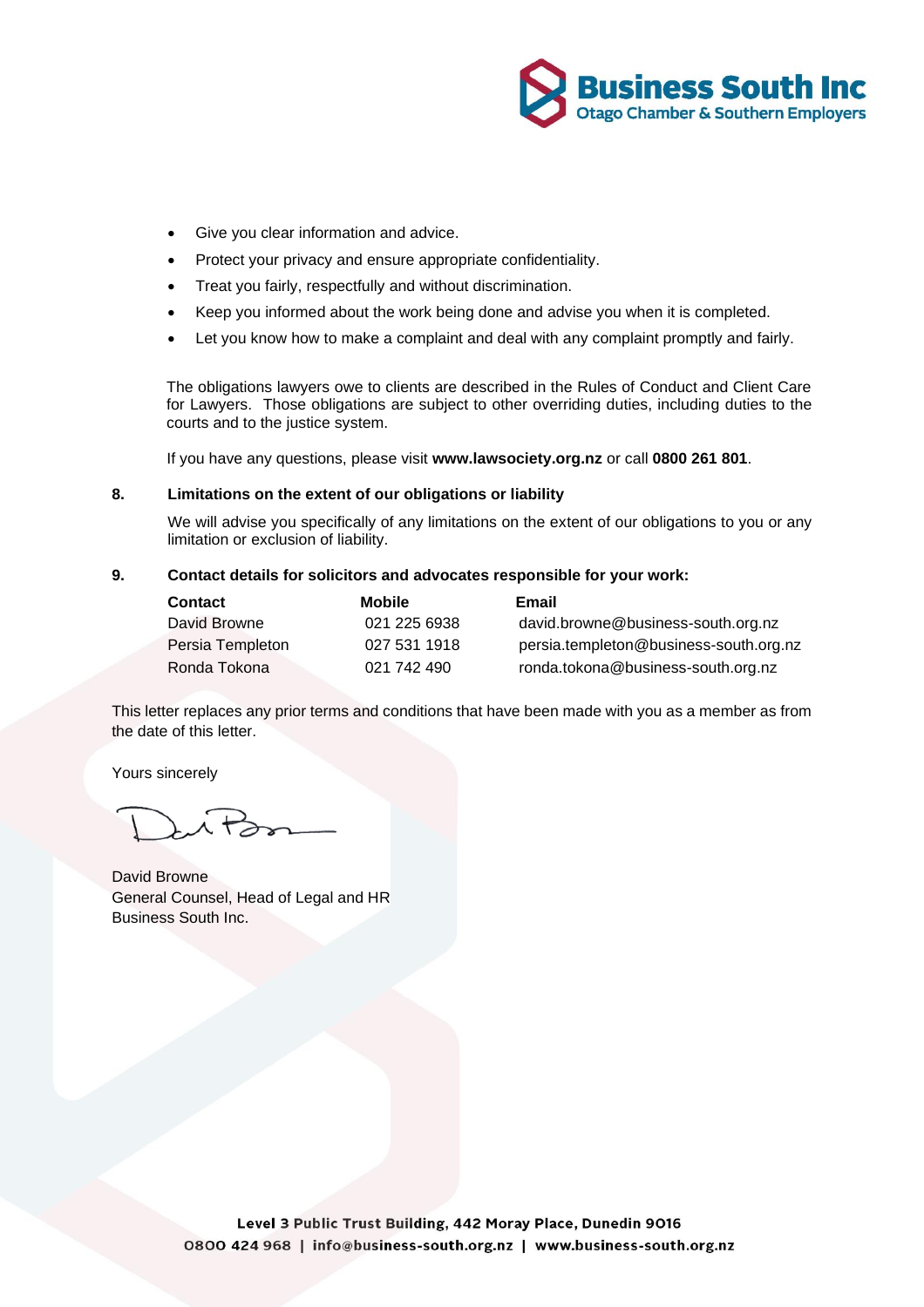- Give you clear information and advice.
- Protect your privacy and ensure appropriate confidentiality.
- Treat you fairly, respectfully and without discrimination.
- Keep you informed about the work being done and advise you when it is completed.
- Let you know how to make a complaint and deal with any complaint promptly and fairly.

The obligations lawyers owe to clients are described in the Rules of Conduct and Client Care for Lawyers. Those obligations are subject to other overriding duties, including duties to the courts and to the justice system.

If you have any questions, please visit **www.lawsociety.org.nz** or call **0800 261 801**.

**8. Limitations on the extent of our obligations or liability**

We will advise you specifically of any limitations on the extent of our obligations to you or any limitation or exclusion of liability.

**9. Contact details for solicitors and advocates responsible for your work:**

| Contact | Mobile | Email |
|---|---|---|
| David Browne | 021 225 6938 | david.browne@business-south.org.nz |
| Persia Templeton | 027 531 1918 | persia.templeton@business-south.org.nz |
| Ronda Tokona | 021 742 490 | ronda.tokona@business-south.org.nz |

This letter replaces any prior terms and conditions that have been made with you as a member as from the date of this letter.

Yours sincerely

David Browne
General Counsel, Head of Legal and HR
Business South Inc.